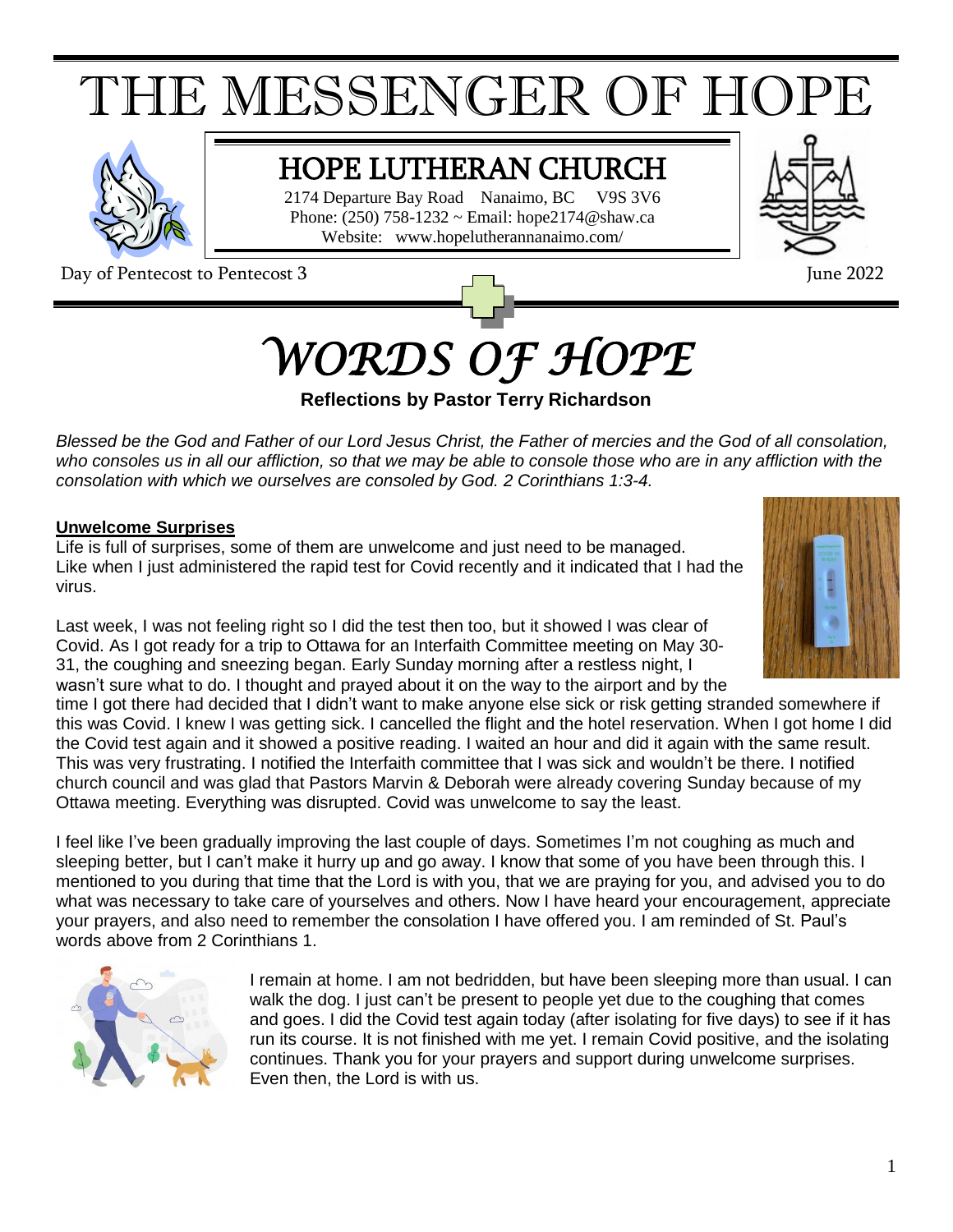# THE MESSENGER OF HOPE

## HOPE LUTHERAN CHURCH

2174 Departure Bay Road Nanaimo, BC V9S 3V6
Phone: (250) 758-1232 ~ Email: hope2174@shaw.ca
Website: www.hopelutherannanaimo.com/

Day of Pentecost to Pentecost 3 June 2022

# *WORDS OF HOPE*

**Reflections by Pastor Terry Richardson**

*Blessed be the God and Father of our Lord Jesus Christ, the Father of mercies and the God of all consolation, who consoles us in all our affliction, so that we may be able to console those who are in any affliction with the consolation with which we ourselves are consoled by God. 2 Corinthians 1:3-4.*

**Unwelcome Surprises**

Life is full of surprises, some of them are unwelcome and just need to be managed. Like when I just administered the rapid test for Covid recently and it indicated that I had the virus.

Last week, I was not feeling right so I did the test then too, but it showed I was clear of Covid. As I got ready for a trip to Ottawa for an Interfaith Committee meeting on May 30-31, the coughing and sneezing began. Early Sunday morning after a restless night, I wasn't sure what to do. I thought and prayed about it on the way to the airport and by the time I got there had decided that I didn't want to make anyone else sick or risk getting stranded somewhere if this was Covid. I knew I was getting sick. I cancelled the flight and the hotel reservation. When I got home I did the Covid test again and it showed a positive reading. I waited an hour and did it again with the same result. This was very frustrating. I notified the Interfaith committee that I was sick and wouldn't be there. I notified church council and was glad that Pastors Marvin & Deborah were already covering Sunday because of my Ottawa meeting. Everything was disrupted. Covid was unwelcome to say the least.

I feel like I've been gradually improving the last couple of days. Sometimes I'm not coughing as much and sleeping better, but I can't make it hurry up and go away. I know that some of you have been through this. I mentioned to you during that time that the Lord is with you, that we are praying for you, and advised you to do what was necessary to take care of yourselves and others. Now I have heard your encouragement, appreciate your prayers, and also need to remember the consolation I have offered you. I am reminded of St. Paul's words above from 2 Corinthians 1.

I remain at home. I am not bedridden, but have been sleeping more than usual. I can walk the dog. I just can't be present to people yet due to the coughing that comes and goes. I did the Covid test again today (after isolating for five days) to see if it has run its course. It is not finished with me yet. I remain Covid positive, and the isolating continues. Thank you for your prayers and support during unwelcome surprises. Even then, the Lord is with us.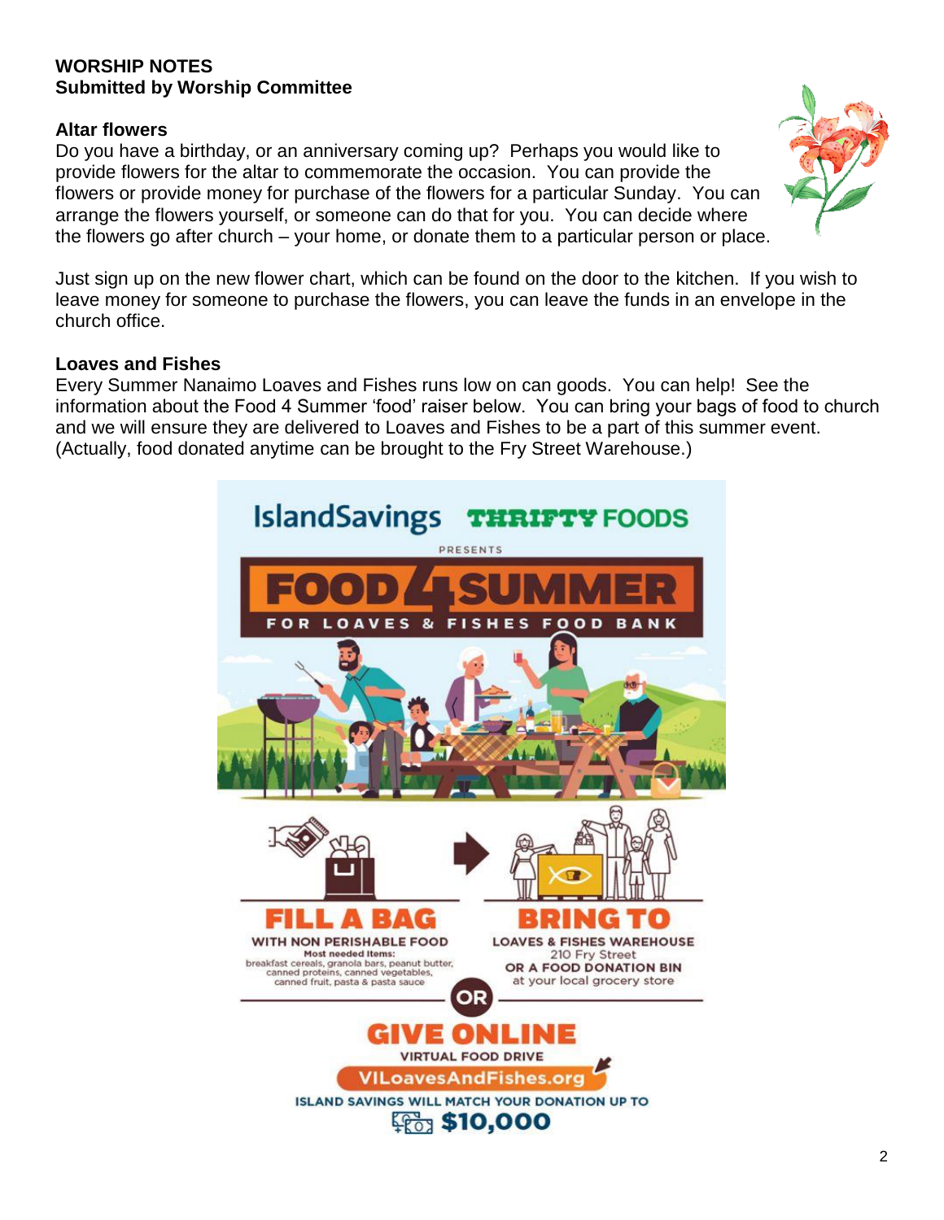**WORSHIP NOTES**
**Submitted by Worship Committee**

**Altar flowers**

Do you have a birthday, or an anniversary coming up? Perhaps you would like to provide flowers for the altar to commemorate the occasion. You can provide the flowers or provide money for purchase of the flowers for a particular Sunday. You can arrange the flowers yourself, or someone can do that for you. You can decide where the flowers go after church – your home, or donate them to a particular person or place.

Just sign up on the new flower chart, which can be found on the door to the kitchen. If you wish to leave money for someone to purchase the flowers, you can leave the funds in an envelope in the church office.

**Loaves and Fishes**

Every Summer Nanaimo Loaves and Fishes runs low on can goods. You can help! See the information about the Food 4 Summer 'food' raiser below. You can bring your bags of food to church and we will ensure they are delivered to Loaves and Fishes to be a part of this summer event. (Actually, food donated anytime can be brought to the Fry Street Warehouse.)

IslandSavings THRIFTY FOODS

PRESENTS

**FOOD 4 SUMMER**

FOR LOAVES & FISHES FOOD BANK

**FILL A BAG**

WITH NON PERISHABLE FOOD

Most needed Items:
breakfast cereals, granola bars, peanut butter, canned proteins, canned vegetables, canned fruit, pasta & pasta sauce

**BRING TO**

LOAVES & FISHES WAREHOUSE
210 Fry Street
OR A FOOD DONATION BIN
at your local grocery store

OR

**GIVE ONLINE**

VIRTUAL FOOD DRIVE

VILoavesAndFishes.org

ISLAND SAVINGS WILL MATCH YOUR DONATION UP TO

**$10,000**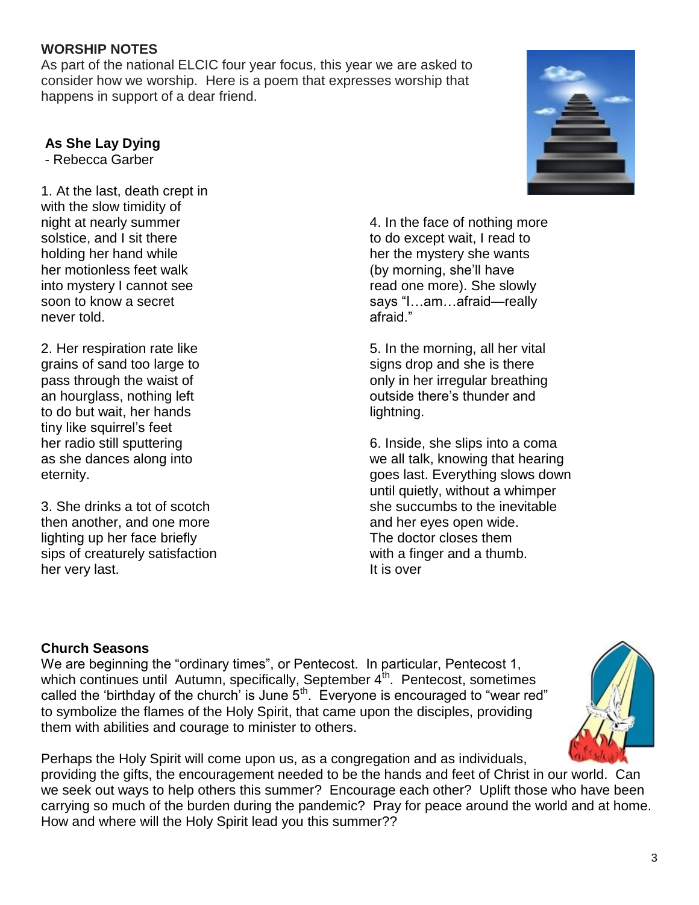**WORSHIP NOTES**

As part of the national ELCIC four year focus, this year we are asked to consider how we worship. Here is a poem that expresses worship that happens in support of a dear friend.

**As She Lay Dying**

- Rebecca Garber

1. At the last, death crept in
with the slow timidity of
night at nearly summer
solstice, and I sit there
holding her hand while
her motionless feet walk
into mystery I cannot see
soon to know a secret
never told.

2. Her respiration rate like
grains of sand too large to
pass through the waist of
an hourglass, nothing left
to do but wait, her hands
tiny like squirrel's feet
her radio still sputtering
as she dances along into
eternity.

3. She drinks a tot of scotch
then another, and one more
lighting up her face briefly
sips of creaturely satisfaction
her very last.

4. In the face of nothing more
to do except wait, I read to
her the mystery she wants
(by morning, she'll have
read one more). She slowly
says "I…am…afraid—really
afraid."

5. In the morning, all her vital
signs drop and she is there
only in her irregular breathing
outside there's thunder and
lightning.

6. Inside, she slips into a coma
we all talk, knowing that hearing
goes last. Everything slows down
until quietly, without a whimper
she succumbs to the inevitable
and her eyes open wide.
The doctor closes them
with a finger and a thumb.
It is over

**Church Seasons**

We are beginning the "ordinary times", or Pentecost. In particular, Pentecost 1, which continues until Autumn, specifically, September 4th. Pentecost, sometimes called the 'birthday of the church' is June 5th. Everyone is encouraged to "wear red" to symbolize the flames of the Holy Spirit, that came upon the disciples, providing them with abilities and courage to minister to others.

Perhaps the Holy Spirit will come upon us, as a congregation and as individuals, providing the gifts, the encouragement needed to be the hands and feet of Christ in our world. Can we seek out ways to help others this summer? Encourage each other? Uplift those who have been carrying so much of the burden during the pandemic? Pray for peace around the world and at home. How and where will the Holy Spirit lead you this summer??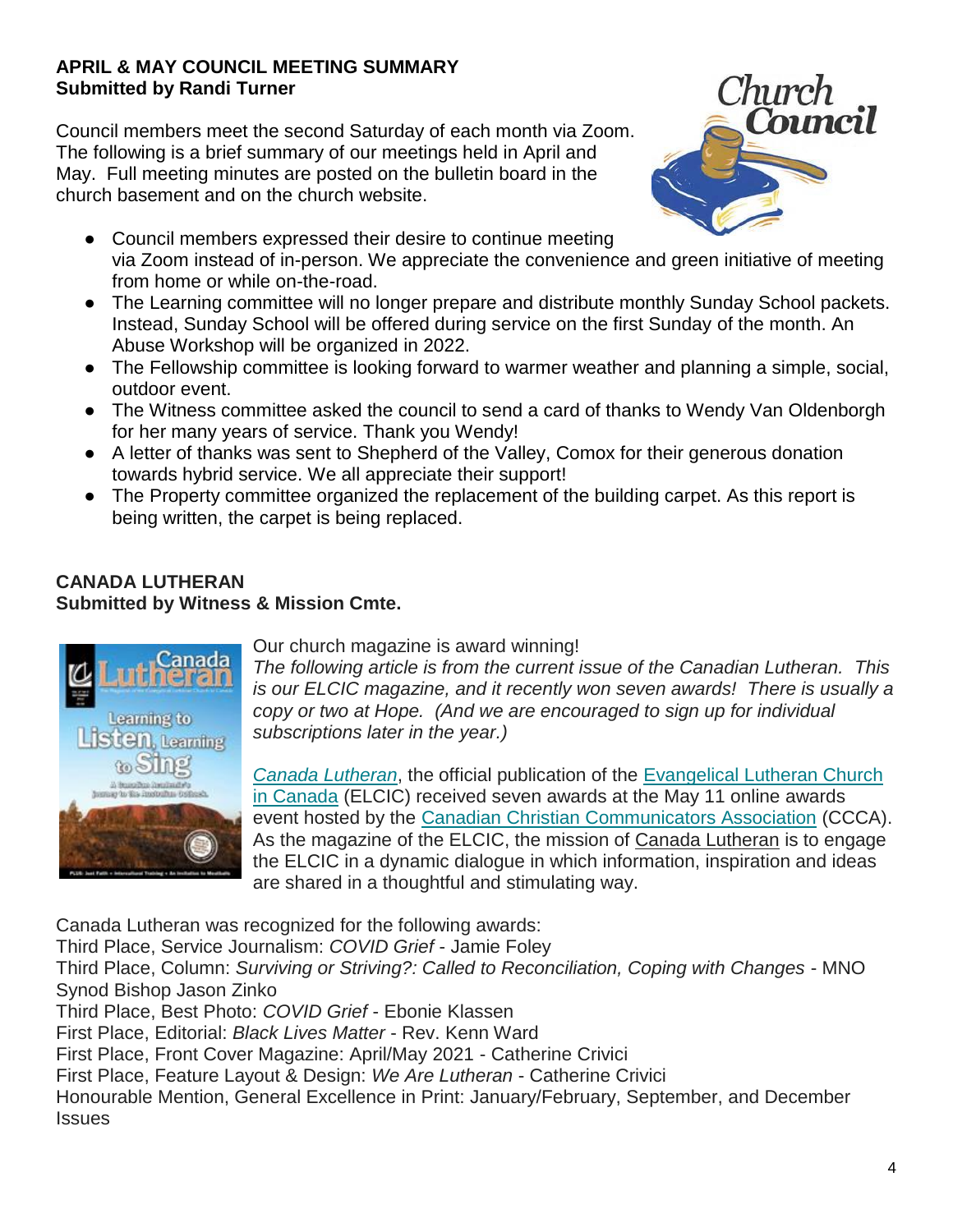**APRIL & MAY COUNCIL MEETING SUMMARY**
**Submitted by Randi Turner**

Council members meet the second Saturday of each month via Zoom. The following is a brief summary of our meetings held in April and May. Full meeting minutes are posted on the bulletin board in the church basement and on the church website.

- Council members expressed their desire to continue meeting via Zoom instead of in-person. We appreciate the convenience and green initiative of meeting from home or while on-the-road.
- The Learning committee will no longer prepare and distribute monthly Sunday School packets. Instead, Sunday School will be offered during service on the first Sunday of the month. An Abuse Workshop will be organized in 2022.
- The Fellowship committee is looking forward to warmer weather and planning a simple, social, outdoor event.
- The Witness committee asked the council to send a card of thanks to Wendy Van Oldenborgh for her many years of service. Thank you Wendy!
- A letter of thanks was sent to Shepherd of the Valley, Comox for their generous donation towards hybrid service. We all appreciate their support!
- The Property committee organized the replacement of the building carpet. As this report is being written, the carpet is being replaced.

**CANADA LUTHERAN**
**Submitted by Witness & Mission Cmte.**

Our church magazine is award winning!
*The following article is from the current issue of the Canadian Lutheran. This is our ELCIC magazine, and it recently won seven awards! There is usually a copy or two at Hope. (And we are encouraged to sign up for individual subscriptions later in the year.)*

*Canada Lutheran*, the official publication of the Evangelical Lutheran Church in Canada (ELCIC) received seven awards at the May 11 online awards event hosted by the Canadian Christian Communicators Association (CCCA). As the magazine of the ELCIC, the mission of Canada Lutheran is to engage the ELCIC in a dynamic dialogue in which information, inspiration and ideas are shared in a thoughtful and stimulating way.

Canada Lutheran was recognized for the following awards:
Third Place, Service Journalism: *COVID Grief* - Jamie Foley
Third Place, Column: *Surviving or Striving?: Called to Reconciliation, Coping with Changes* - MNO Synod Bishop Jason Zinko
Third Place, Best Photo: *COVID Grief* - Ebonie Klassen
First Place, Editorial: *Black Lives Matter* - Rev. Kenn Ward
First Place, Front Cover Magazine: April/May 2021 - Catherine Crivici
First Place, Feature Layout & Design: *We Are Lutheran* - Catherine Crivici
Honourable Mention, General Excellence in Print: January/February, September, and December Issues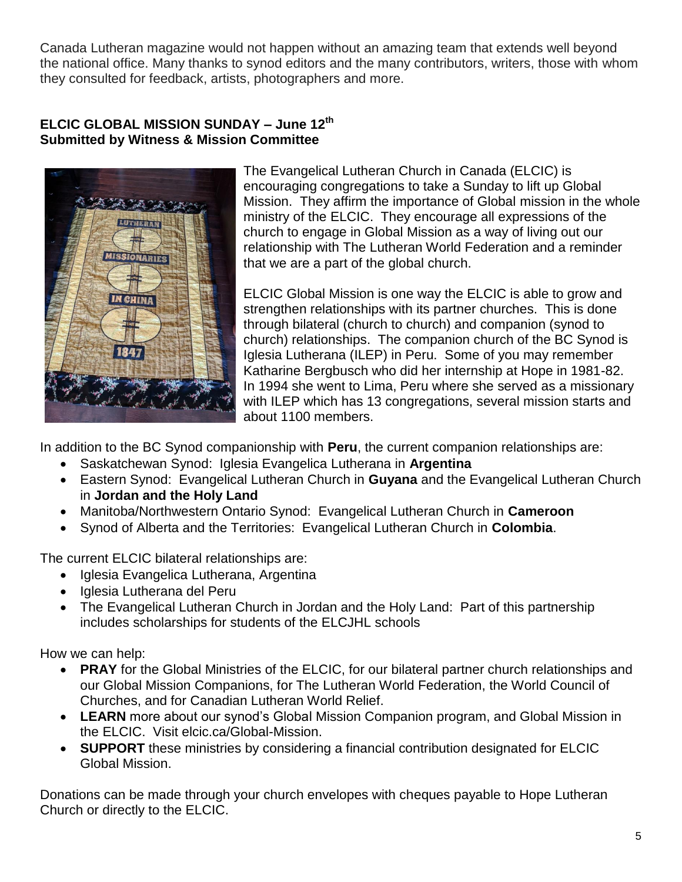Canada Lutheran magazine would not happen without an amazing team that extends well beyond the national office. Many thanks to synod editors and the many contributors, writers, those with whom they consulted for feedback, artists, photographers and more.

**ELCIC GLOBAL MISSION SUNDAY – June 12th**
**Submitted by Witness & Mission Committee**

The Evangelical Lutheran Church in Canada (ELCIC) is encouraging congregations to take a Sunday to lift up Global Mission. They affirm the importance of Global mission in the whole ministry of the ELCIC. They encourage all expressions of the church to engage in Global Mission as a way of living out our relationship with The Lutheran World Federation and a reminder that we are a part of the global church.

ELCIC Global Mission is one way the ELCIC is able to grow and strengthen relationships with its partner churches. This is done through bilateral (church to church) and companion (synod to church) relationships. The companion church of the BC Synod is Iglesia Lutherana (ILEP) in Peru. Some of you may remember Katharine Bergbusch who did her internship at Hope in 1981-82. In 1994 she went to Lima, Peru where she served as a missionary with ILEP which has 13 congregations, several mission starts and about 1100 members.

In addition to the BC Synod companionship with **Peru**, the current companion relationships are:

- Saskatchewan Synod: Iglesia Evangelica Lutherana in **Argentina**
- Eastern Synod: Evangelical Lutheran Church in **Guyana** and the Evangelical Lutheran Church in **Jordan and the Holy Land**
- Manitoba/Northwestern Ontario Synod: Evangelical Lutheran Church in **Cameroon**
- Synod of Alberta and the Territories: Evangelical Lutheran Church in **Colombia**.

The current ELCIC bilateral relationships are:

- Iglesia Evangelica Lutherana, Argentina
- Iglesia Lutherana del Peru
- The Evangelical Lutheran Church in Jordan and the Holy Land: Part of this partnership includes scholarships for students of the ELCJHL schools

How we can help:

- **PRAY** for the Global Ministries of the ELCIC, for our bilateral partner church relationships and our Global Mission Companions, for The Lutheran World Federation, the World Council of Churches, and for Canadian Lutheran World Relief.
- **LEARN** more about our synod's Global Mission Companion program, and Global Mission in the ELCIC. Visit elcic.ca/Global-Mission.
- **SUPPORT** these ministries by considering a financial contribution designated for ELCIC Global Mission.

Donations can be made through your church envelopes with cheques payable to Hope Lutheran Church or directly to the ELCIC.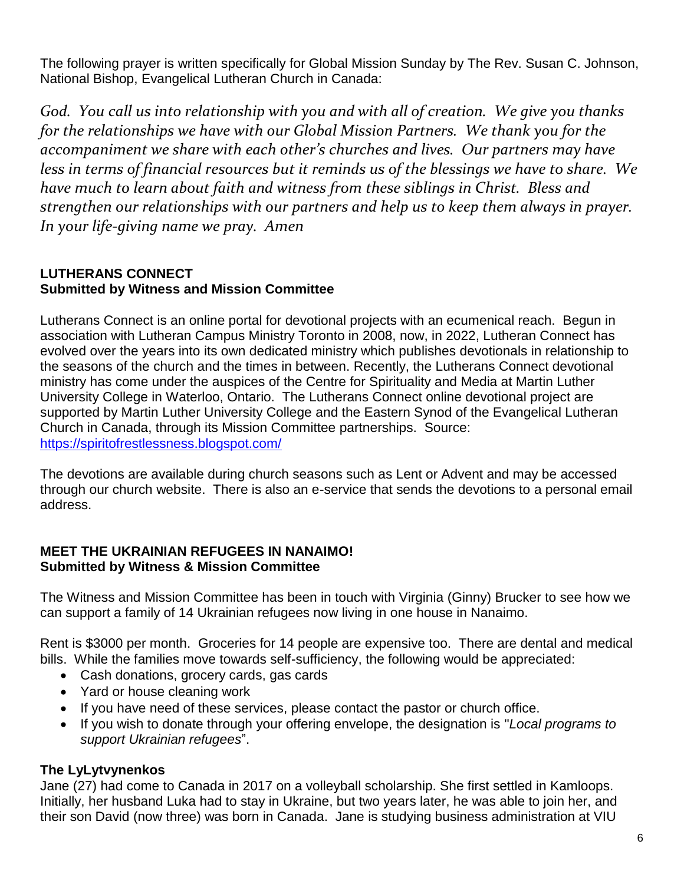The following prayer is written specifically for Global Mission Sunday by The Rev. Susan C. Johnson, National Bishop, Evangelical Lutheran Church in Canada:

*God. You call us into relationship with you and with all of creation. We give you thanks for the relationships we have with our Global Mission Partners. We thank you for the accompaniment we share with each other's churches and lives. Our partners may have less in terms of financial resources but it reminds us of the blessings we have to share. We have much to learn about faith and witness from these siblings in Christ. Bless and strengthen our relationships with our partners and help us to keep them always in prayer. In your life-giving name we pray. Amen*

## LUTHERANS CONNECT
**Submitted by Witness and Mission Committee**

Lutherans Connect is an online portal for devotional projects with an ecumenical reach. Begun in association with Lutheran Campus Ministry Toronto in 2008, now, in 2022, Lutheran Connect has evolved over the years into its own dedicated ministry which publishes devotionals in relationship to the seasons of the church and the times in between. Recently, the Lutherans Connect devotional ministry has come under the auspices of the Centre for Spirituality and Media at Martin Luther University College in Waterloo, Ontario. The Lutherans Connect online devotional project are supported by Martin Luther University College and the Eastern Synod of the Evangelical Lutheran Church in Canada, through its Mission Committee partnerships. Source: [https://spiritofrestlessness.blogspot.com/](https://spiritofrestlessness.blogspot.com/)

The devotions are available during church seasons such as Lent or Advent and may be accessed through our church website. There is also an e-service that sends the devotions to a personal email address.

## MEET THE UKRAINIAN REFUGEES IN NANAIMO!
**Submitted by Witness & Mission Committee**

The Witness and Mission Committee has been in touch with Virginia (Ginny) Brucker to see how we can support a family of 14 Ukrainian refugees now living in one house in Nanaimo.

Rent is $3000 per month. Groceries for 14 people are expensive too. There are dental and medical bills. While the families move towards self-sufficiency, the following would be appreciated:

- Cash donations, grocery cards, gas cards
- Yard or house cleaning work
- If you have need of these services, please contact the pastor or church office.
- If you wish to donate through your offering envelope, the designation is "*Local programs to support Ukrainian refugees*".

### The LyLytvynenkos

Jane (27) had come to Canada in 2017 on a volleyball scholarship. She first settled in Kamloops. Initially, her husband Luka had to stay in Ukraine, but two years later, he was able to join her, and their son David (now three) was born in Canada. Jane is studying business administration at VIU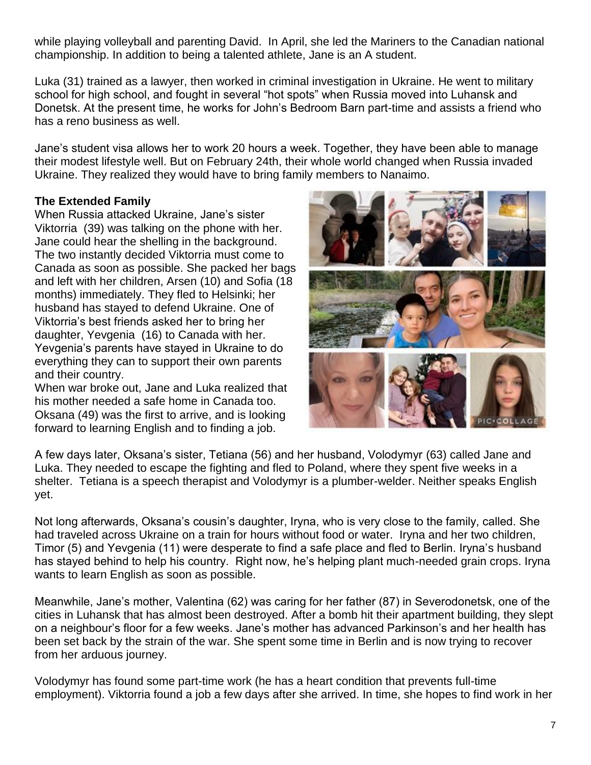while playing volleyball and parenting David. In April, she led the Mariners to the Canadian national championship. In addition to being a talented athlete, Jane is an A student.

Luka (31) trained as a lawyer, then worked in criminal investigation in Ukraine. He went to military school for high school, and fought in several "hot spots" when Russia moved into Luhansk and Donetsk. At the present time, he works for John's Bedroom Barn part-time and assists a friend who has a reno business as well.

Jane's student visa allows her to work 20 hours a week. Together, they have been able to manage their modest lifestyle well. But on February 24th, their whole world changed when Russia invaded Ukraine. They realized they would have to bring family members to Nanaimo.

**The Extended Family**

When Russia attacked Ukraine, Jane's sister Viktorria (39) was talking on the phone with her. Jane could hear the shelling in the background. The two instantly decided Viktorria must come to Canada as soon as possible. She packed her bags and left with her children, Arsen (10) and Sofia (18 months) immediately. They fled to Helsinki; her husband has stayed to defend Ukraine. One of Viktorria's best friends asked her to bring her daughter, Yevgenia (16) to Canada with her. Yevgenia's parents have stayed in Ukraine to do everything they can to support their own parents and their country.

When war broke out, Jane and Luka realized that his mother needed a safe home in Canada too. Oksana (49) was the first to arrive, and is looking forward to learning English and to finding a job.

A few days later, Oksana's sister, Tetiana (56) and her husband, Volodymyr (63) called Jane and Luka. They needed to escape the fighting and fled to Poland, where they spent five weeks in a shelter. Tetiana is a speech therapist and Volodymyr is a plumber-welder. Neither speaks English yet.

Not long afterwards, Oksana's cousin's daughter, Iryna, who is very close to the family, called. She had traveled across Ukraine on a train for hours without food or water. Iryna and her two children, Timor (5) and Yevgenia (11) were desperate to find a safe place and fled to Berlin. Iryna's husband has stayed behind to help his country. Right now, he's helping plant much-needed grain crops. Iryna wants to learn English as soon as possible.

Meanwhile, Jane's mother, Valentina (62) was caring for her father (87) in Severodonetsk, one of the cities in Luhansk that has almost been destroyed. After a bomb hit their apartment building, they slept on a neighbour's floor for a few weeks. Jane's mother has advanced Parkinson's and her health has been set back by the strain of the war. She spent some time in Berlin and is now trying to recover from her arduous journey.

Volodymyr has found some part-time work (he has a heart condition that prevents full-time employment). Viktorria found a job a few days after she arrived. In time, she hopes to find work in her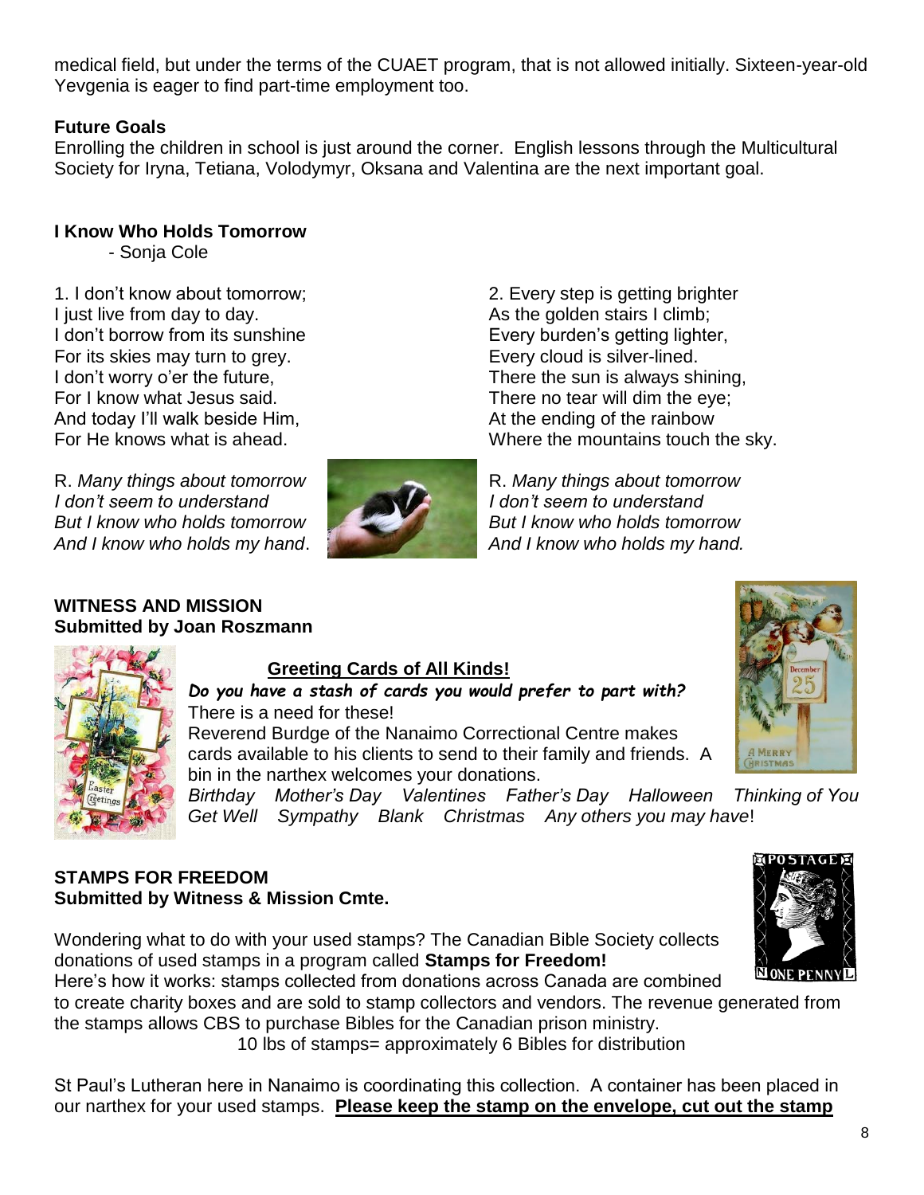medical field, but under the terms of the CUAET program, that is not allowed initially. Sixteen-year-old Yevgenia is eager to find part-time employment too.

**Future Goals**

Enrolling the children in school is just around the corner. English lessons through the Multicultural Society for Iryna, Tetiana, Volodymyr, Oksana and Valentina are the next important goal.

**I Know Who Holds Tomorrow**

- Sonja Cole

1. I don't know about tomorrow;
I just live from day to day.
I don't borrow from its sunshine
For its skies may turn to grey.
I don't worry o'er the future,
For I know what Jesus said.
And today I'll walk beside Him,
For He knows what is ahead.

R. *Many things about tomorrow*
*I don't seem to understand*
*But I know who holds tomorrow*
*And I know who holds my hand*.

2. Every step is getting brighter
As the golden stairs I climb;
Every burden's getting lighter,
Every cloud is silver-lined.
There the sun is always shining,
There no tear will dim the eye;
At the ending of the rainbow
Where the mountains touch the sky.

R. *Many things about tomorrow*
*I don't seem to understand*
*But I know who holds tomorrow*
*And I know who holds my hand.*

**WITNESS AND MISSION**
**Submitted by Joan Roszmann**

**Greeting Cards of All Kinds!**

***Do you have a stash of cards you would prefer to part with?***
There is a need for these!
Reverend Burdge of the Nanaimo Correctional Centre makes cards available to his clients to send to their family and friends. A bin in the narthex welcomes your donations.
*Birthday Mother's Day Valentines Father's Day Halloween Thinking of You Get Well Sympathy Blank Christmas Any others you may have*!

**STAMPS FOR FREEDOM**
**Submitted by Witness & Mission Cmte.**

Wondering what to do with your used stamps? The Canadian Bible Society collects donations of used stamps in a program called **Stamps for Freedom!**
Here's how it works: stamps collected from donations across Canada are combined to create charity boxes and are sold to stamp collectors and vendors. The revenue generated from the stamps allows CBS to purchase Bibles for the Canadian prison ministry.

10 lbs of stamps= approximately 6 Bibles for distribution

St Paul's Lutheran here in Nanaimo is coordinating this collection. A container has been placed in our narthex for your used stamps. **Please keep the stamp on the envelope, cut out the stamp**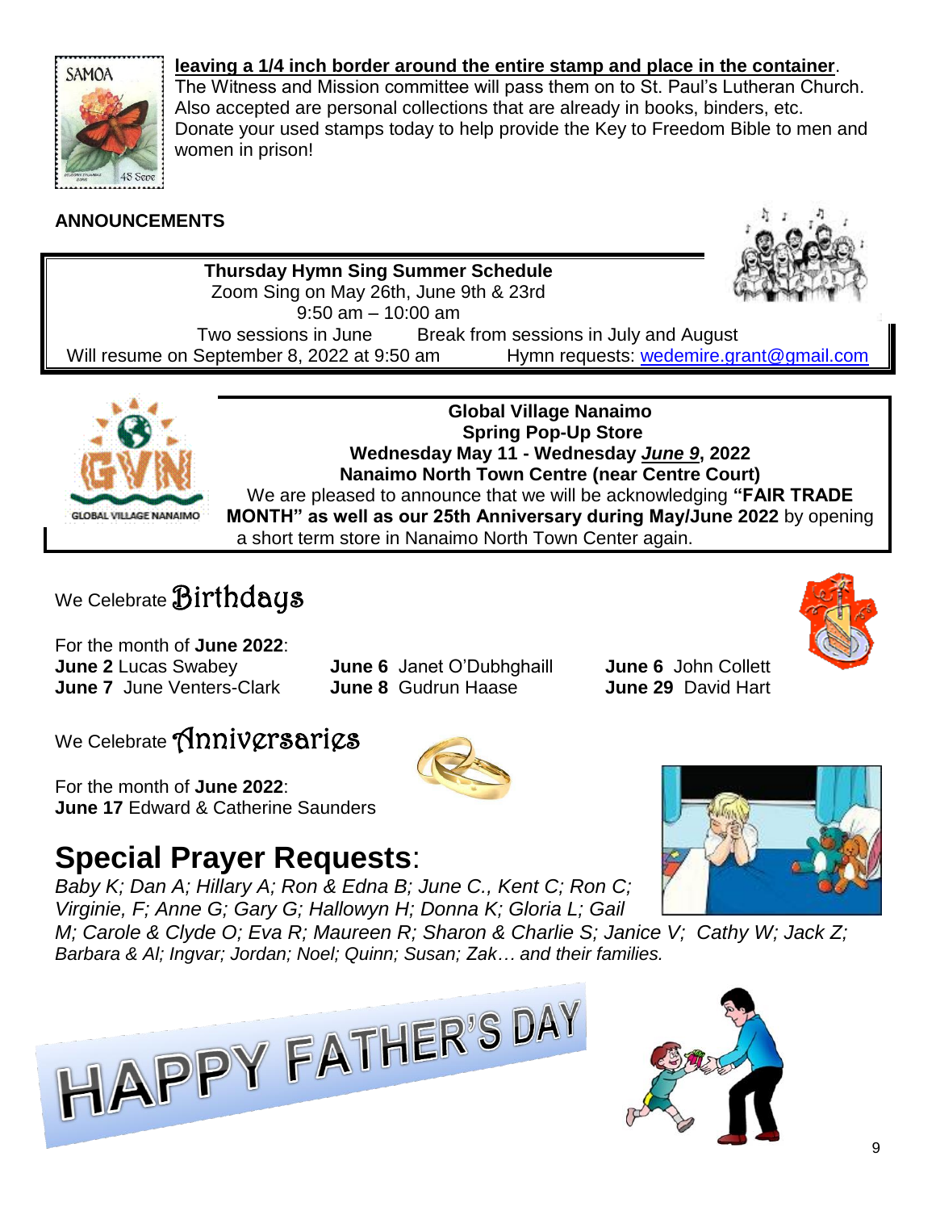**leaving a 1/4 inch border around the entire stamp and place in the container**. The Witness and Mission committee will pass them on to St. Paul's Lutheran Church. Also accepted are personal collections that are already in books, binders, etc. Donate your used stamps today to help provide the Key to Freedom Bible to men and women in prison!

## ANNOUNCEMENTS

**Thursday Hymn Sing Summer Schedule**
Zoom Sing on May 26th, June 9th & 23rd
9:50 am – 10:00 am
Two sessions in June Break from sessions in July and August
Will resume on September 8, 2022 at 9:50 am Hymn requests: wedemire.grant@gmail.com

**Global Village Nanaimo**
**Spring Pop-Up Store**
**Wednesday May 11 - Wednesday _**June 9**_, 2022**
**Nanaimo North Town Centre (near Centre Court)**
We are pleased to announce that we will be acknowledging **"FAIR TRADE MONTH" as well as our 25th Anniversary during May/June 2022** by opening a short term store in Nanaimo North Town Center again.

## We Celebrate Birthdays

For the month of **June 2022**:

**June 2** Lucas Swabey
**June 7** June Venters-Clark
**June 6** Janet O'Dubhghaill
**June 8** Gudrun Haase
**June 6** John Collett
**June 29** David Hart

## We Celebrate Anniversaries

For the month of **June 2022**:
**June 17** Edward & Catherine Saunders

# Special Prayer Requests:

*Baby K; Dan A; Hillary A; Ron & Edna B; June C., Kent C; Ron C; Virginie, F; Anne G; Gary G; Hallowyn H; Donna K; Gloria L; Gail M; Carole & Clyde O; Eva R; Maureen R; Sharon & Charlie S; Janice V; Cathy W; Jack Z; Barbara & Al; Ingvar; Jordan; Noel; Quinn; Susan; Zak… and their families.*

HAPPY FATHER'S DAY